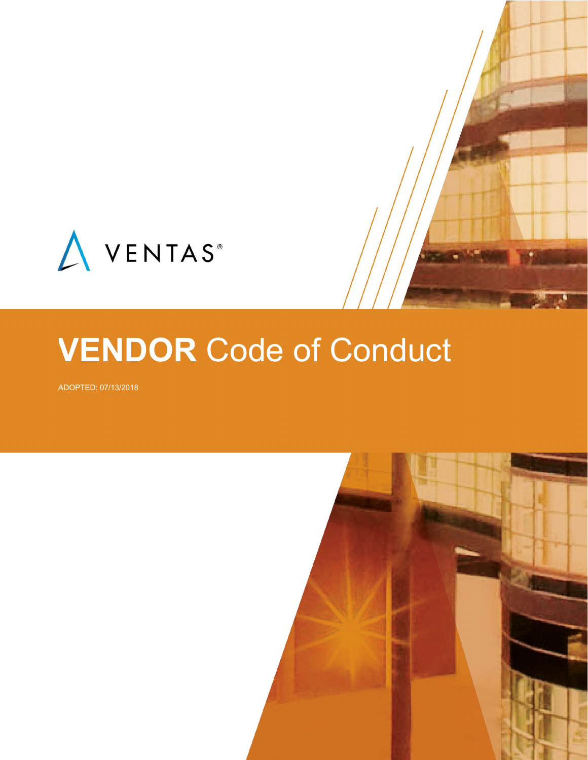VENTAS®

# **VENDOR** Code of Conduct

ADOPTED: 07/13/2018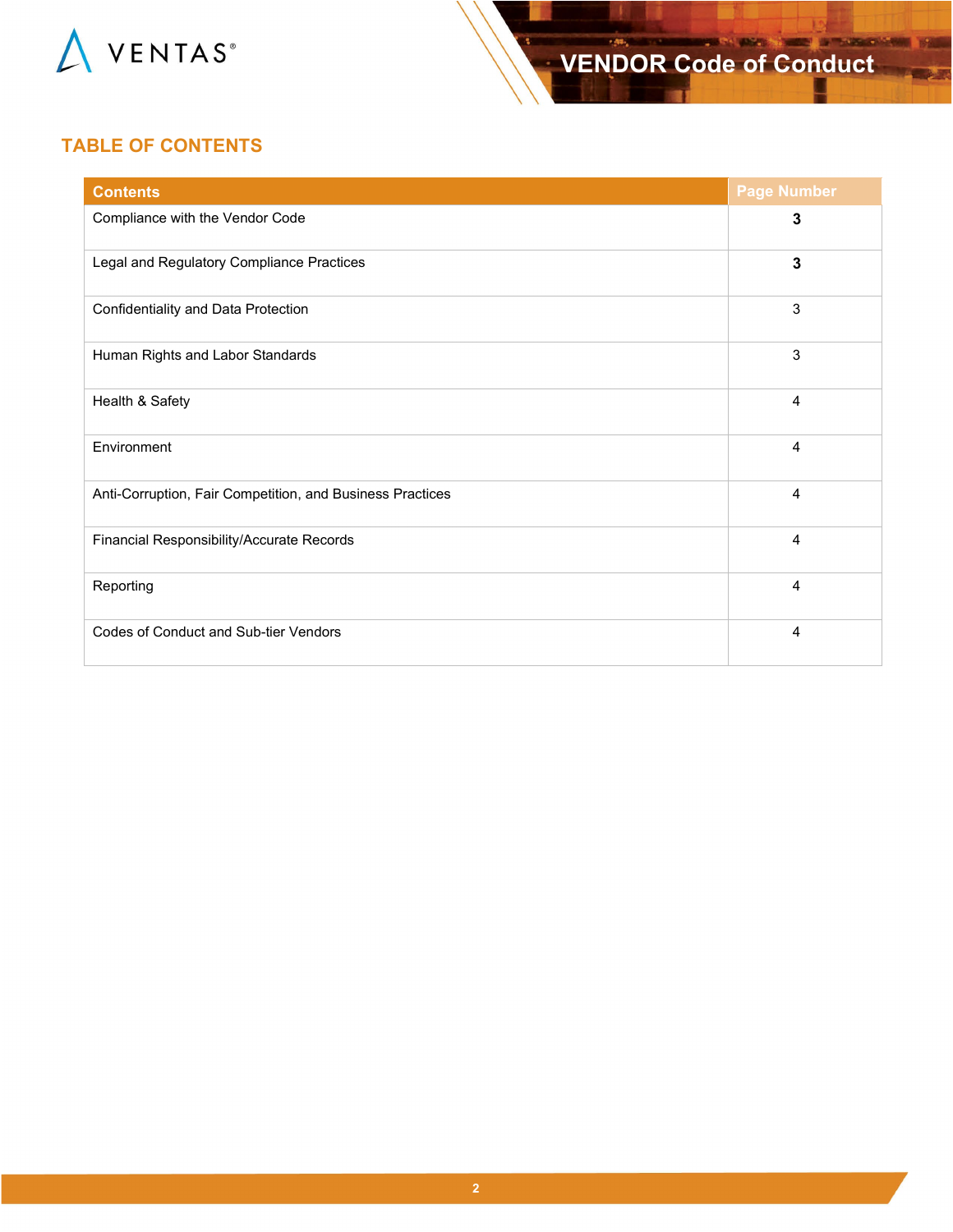## TABLE OF CONTENTS

| Contents | Page Number |
|---|---|
| Compliance with the Vendor Code | **3** |
| Legal and Regulatory Compliance Practices | **3** |
| Confidentiality and Data Protection | 3 |
| Human Rights and Labor Standards | 3 |
| Health & Safety | 4 |
| Environment | 4 |
| Anti-Corruption, Fair Competition, and Business Practices | 4 |
| Financial Responsibility/Accurate Records | 4 |
| Reporting | 4 |
| Codes of Conduct and Sub-tier Vendors | 4 |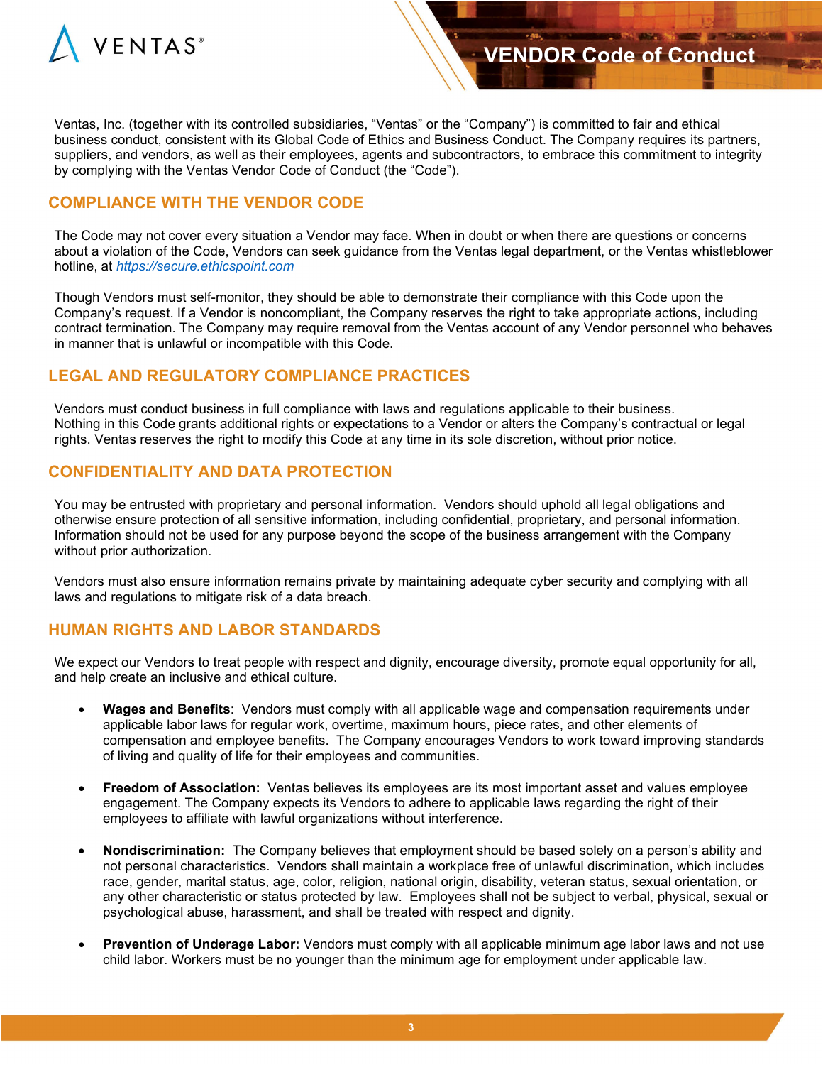Ventas, Inc. (together with its controlled subsidiaries, "Ventas" or the "Company") is committed to fair and ethical business conduct, consistent with its Global Code of Ethics and Business Conduct. The Company requires its partners, suppliers, and vendors, as well as their employees, agents and subcontractors, to embrace this commitment to integrity by complying with the Ventas Vendor Code of Conduct (the "Code").

## COMPLIANCE WITH THE VENDOR CODE

The Code may not cover every situation a Vendor may face. When in doubt or when there are questions or concerns about a violation of the Code, Vendors can seek guidance from the Ventas legal department, or the Ventas whistleblower hotline, at [https://secure.ethicspoint.com](https://secure.ethicspoint.com)

Though Vendors must self-monitor, they should be able to demonstrate their compliance with this Code upon the Company's request. If a Vendor is noncompliant, the Company reserves the right to take appropriate actions, including contract termination. The Company may require removal from the Ventas account of any Vendor personnel who behaves in manner that is unlawful or incompatible with this Code.

## LEGAL AND REGULATORY COMPLIANCE PRACTICES

Vendors must conduct business in full compliance with laws and regulations applicable to their business. Nothing in this Code grants additional rights or expectations to a Vendor or alters the Company's contractual or legal rights. Ventas reserves the right to modify this Code at any time in its sole discretion, without prior notice.

## CONFIDENTIALITY AND DATA PROTECTION

You may be entrusted with proprietary and personal information. Vendors should uphold all legal obligations and otherwise ensure protection of all sensitive information, including confidential, proprietary, and personal information. Information should not be used for any purpose beyond the scope of the business arrangement with the Company without prior authorization.

Vendors must also ensure information remains private by maintaining adequate cyber security and complying with all laws and regulations to mitigate risk of a data breach.

## HUMAN RIGHTS AND LABOR STANDARDS

We expect our Vendors to treat people with respect and dignity, encourage diversity, promote equal opportunity for all, and help create an inclusive and ethical culture.

- **Wages and Benefits**: Vendors must comply with all applicable wage and compensation requirements under applicable labor laws for regular work, overtime, maximum hours, piece rates, and other elements of compensation and employee benefits. The Company encourages Vendors to work toward improving standards of living and quality of life for their employees and communities.

- **Freedom of Association:** Ventas believes its employees are its most important asset and values employee engagement. The Company expects its Vendors to adhere to applicable laws regarding the right of their employees to affiliate with lawful organizations without interference.

- **Nondiscrimination:** The Company believes that employment should be based solely on a person's ability and not personal characteristics. Vendors shall maintain a workplace free of unlawful discrimination, which includes race, gender, marital status, age, color, religion, national origin, disability, veteran status, sexual orientation, or any other characteristic or status protected by law. Employees shall not be subject to verbal, physical, sexual or psychological abuse, harassment, and shall be treated with respect and dignity.

- **Prevention of Underage Labor:** Vendors must comply with all applicable minimum age labor laws and not use child labor. Workers must be no younger than the minimum age for employment under applicable law.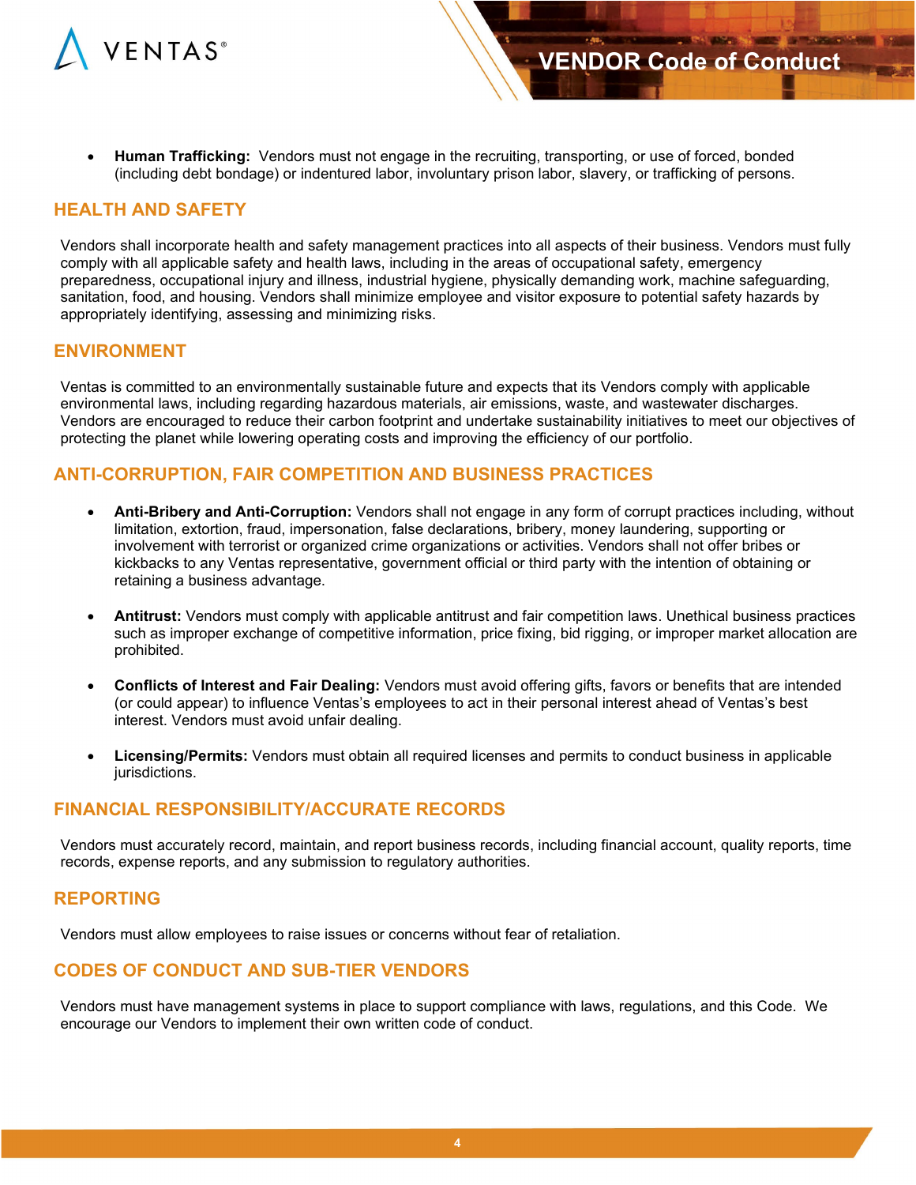- **Human Trafficking:** Vendors must not engage in the recruiting, transporting, or use of forced, bonded (including debt bondage) or indentured labor, involuntary prison labor, slavery, or trafficking of persons.

## HEALTH AND SAFETY

Vendors shall incorporate health and safety management practices into all aspects of their business. Vendors must fully comply with all applicable safety and health laws, including in the areas of occupational safety, emergency preparedness, occupational injury and illness, industrial hygiene, physically demanding work, machine safeguarding, sanitation, food, and housing. Vendors shall minimize employee and visitor exposure to potential safety hazards by appropriately identifying, assessing and minimizing risks.

## ENVIRONMENT

Ventas is committed to an environmentally sustainable future and expects that its Vendors comply with applicable environmental laws, including regarding hazardous materials, air emissions, waste, and wastewater discharges. Vendors are encouraged to reduce their carbon footprint and undertake sustainability initiatives to meet our objectives of protecting the planet while lowering operating costs and improving the efficiency of our portfolio.

## ANTI-CORRUPTION, FAIR COMPETITION AND BUSINESS PRACTICES

- **Anti-Bribery and Anti-Corruption:** Vendors shall not engage in any form of corrupt practices including, without limitation, extortion, fraud, impersonation, false declarations, bribery, money laundering, supporting or involvement with terrorist or organized crime organizations or activities. Vendors shall not offer bribes or kickbacks to any Ventas representative, government official or third party with the intention of obtaining or retaining a business advantage.

- **Antitrust:** Vendors must comply with applicable antitrust and fair competition laws. Unethical business practices such as improper exchange of competitive information, price fixing, bid rigging, or improper market allocation are prohibited.

- **Conflicts of Interest and Fair Dealing:** Vendors must avoid offering gifts, favors or benefits that are intended (or could appear) to influence Ventas's employees to act in their personal interest ahead of Ventas's best interest. Vendors must avoid unfair dealing.

- **Licensing/Permits:** Vendors must obtain all required licenses and permits to conduct business in applicable jurisdictions.

## FINANCIAL RESPONSIBILITY/ACCURATE RECORDS

Vendors must accurately record, maintain, and report business records, including financial account, quality reports, time records, expense reports, and any submission to regulatory authorities.

## REPORTING

Vendors must allow employees to raise issues or concerns without fear of retaliation.

## CODES OF CONDUCT AND SUB-TIER VENDORS

Vendors must have management systems in place to support compliance with laws, regulations, and this Code. We encourage our Vendors to implement their own written code of conduct.